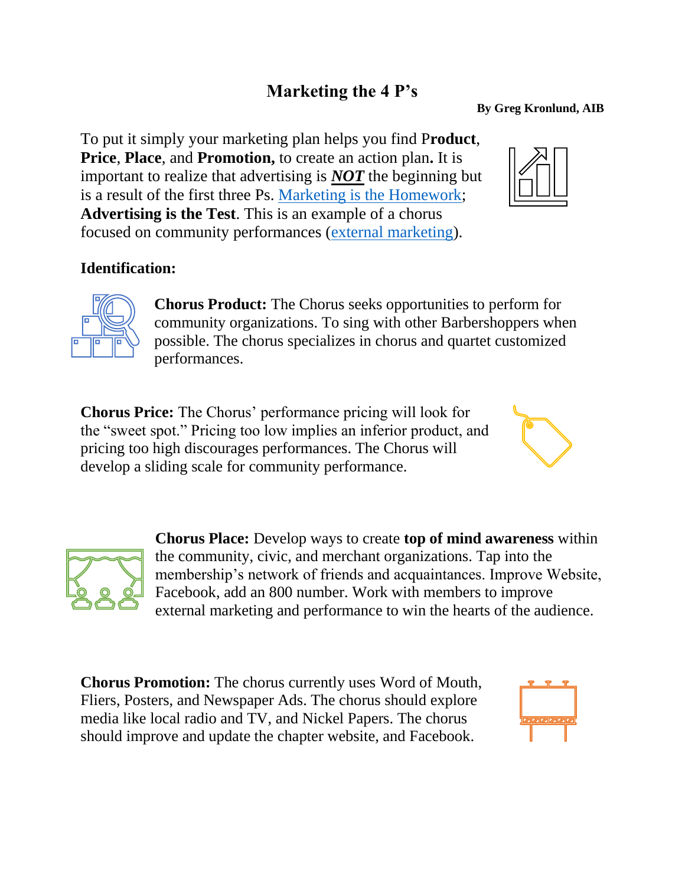# Marketing the 4 P's

**By Greg Kronlund, AIB**

To put it simply your marketing plan helps you find P**roduct**, **Price**, **Place**, and **Promotion,** to create an action plan**.** It is important to realize that advertising is ***NOT*** the beginning but is a result of the first three Ps. Marketing is the Homework; **Advertising is the Test**. This is an example of a chorus focused on community performances (external marketing).

**Identification:**

**Chorus Product:** The Chorus seeks opportunities to perform for community organizations. To sing with other Barbershoppers when possible. The chorus specializes in chorus and quartet customized performances.

**Chorus Price:** The Chorus' performance pricing will look for the "sweet spot." Pricing too low implies an inferior product, and pricing too high discourages performances. The Chorus will develop a sliding scale for community performance.

**Chorus Place:** Develop ways to create **top of mind awareness** within the community, civic, and merchant organizations. Tap into the membership's network of friends and acquaintances. Improve Website, Facebook, add an 800 number. Work with members to improve external marketing and performance to win the hearts of the audience.

**Chorus Promotion:** The chorus currently uses Word of Mouth, Fliers, Posters, and Newspaper Ads. The chorus should explore media like local radio and TV, and Nickel Papers. The chorus should improve and update the chapter website, and Facebook.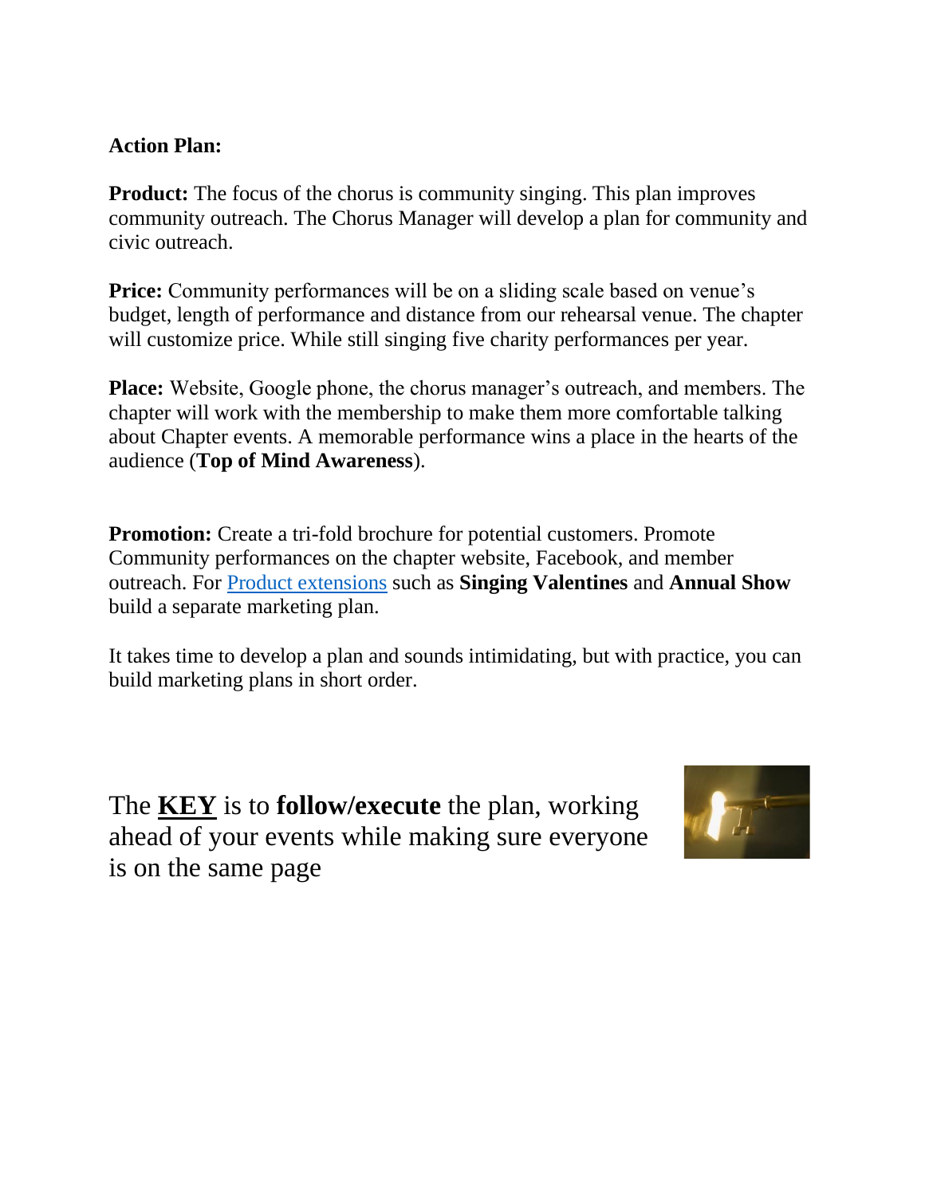**Action Plan:**

**Product:** The focus of the chorus is community singing. This plan improves community outreach. The Chorus Manager will develop a plan for community and civic outreach.

**Price:** Community performances will be on a sliding scale based on venue's budget, length of performance and distance from our rehearsal venue. The chapter will customize price. While still singing five charity performances per year.

**Place:** Website, Google phone, the chorus manager's outreach, and members. The chapter will work with the membership to make them more comfortable talking about Chapter events. A memorable performance wins a place in the hearts of the audience (**Top of Mind Awareness**).

**Promotion:** Create a tri-fold brochure for potential customers. Promote Community performances on the chapter website, Facebook, and member outreach. For Product extensions such as **Singing Valentines** and **Annual Show** build a separate marketing plan.

It takes time to develop a plan and sounds intimidating, but with practice, you can build marketing plans in short order.

The **KEY** is to **follow/execute** the plan, working ahead of your events while making sure everyone is on the same page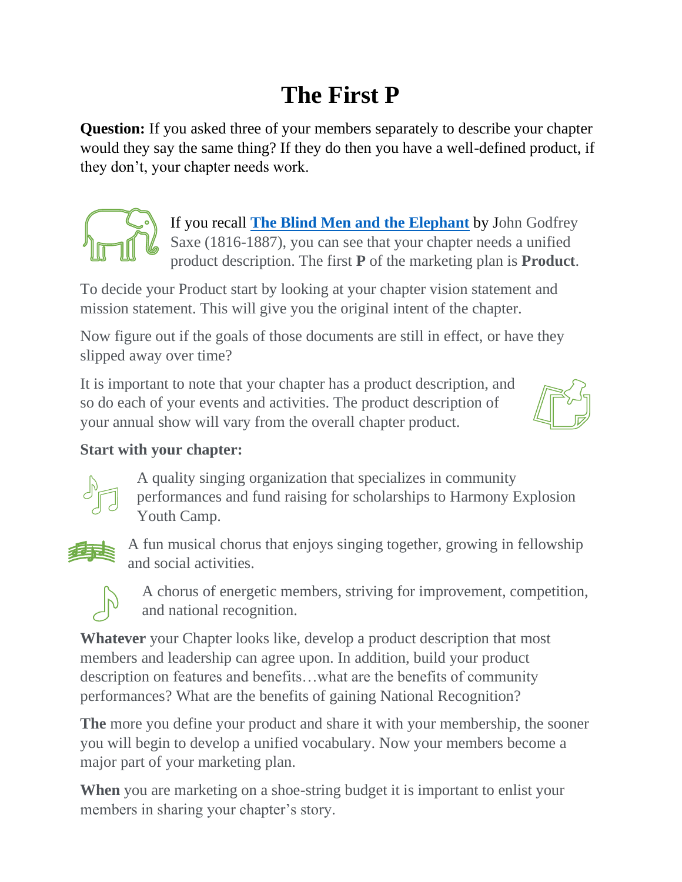# The First P

**Question:** If you asked three of your members separately to describe your chapter would they say the same thing? If they do then you have a well-defined product, if they don't, your chapter needs work.

If you recall **The Blind Men and the Elephant** by John Godfrey Saxe (1816-1887), you can see that your chapter needs a unified product description. The first **P** of the marketing plan is **Product**.

To decide your Product start by looking at your chapter vision statement and mission statement. This will give you the original intent of the chapter.

Now figure out if the goals of those documents are still in effect, or have they slipped away over time?

It is important to note that your chapter has a product description, and so do each of your events and activities. The product description of your annual show will vary from the overall chapter product.

**Start with your chapter:**

A quality singing organization that specializes in community performances and fund raising for scholarships to Harmony Explosion Youth Camp.

A fun musical chorus that enjoys singing together, growing in fellowship and social activities.

A chorus of energetic members, striving for improvement, competition, and national recognition.

**Whatever** your Chapter looks like, develop a product description that most members and leadership can agree upon. In addition, build your product description on features and benefits…what are the benefits of community performances? What are the benefits of gaining National Recognition?

**The** more you define your product and share it with your membership, the sooner you will begin to develop a unified vocabulary. Now your members become a major part of your marketing plan.

**When** you are marketing on a shoe-string budget it is important to enlist your members in sharing your chapter's story.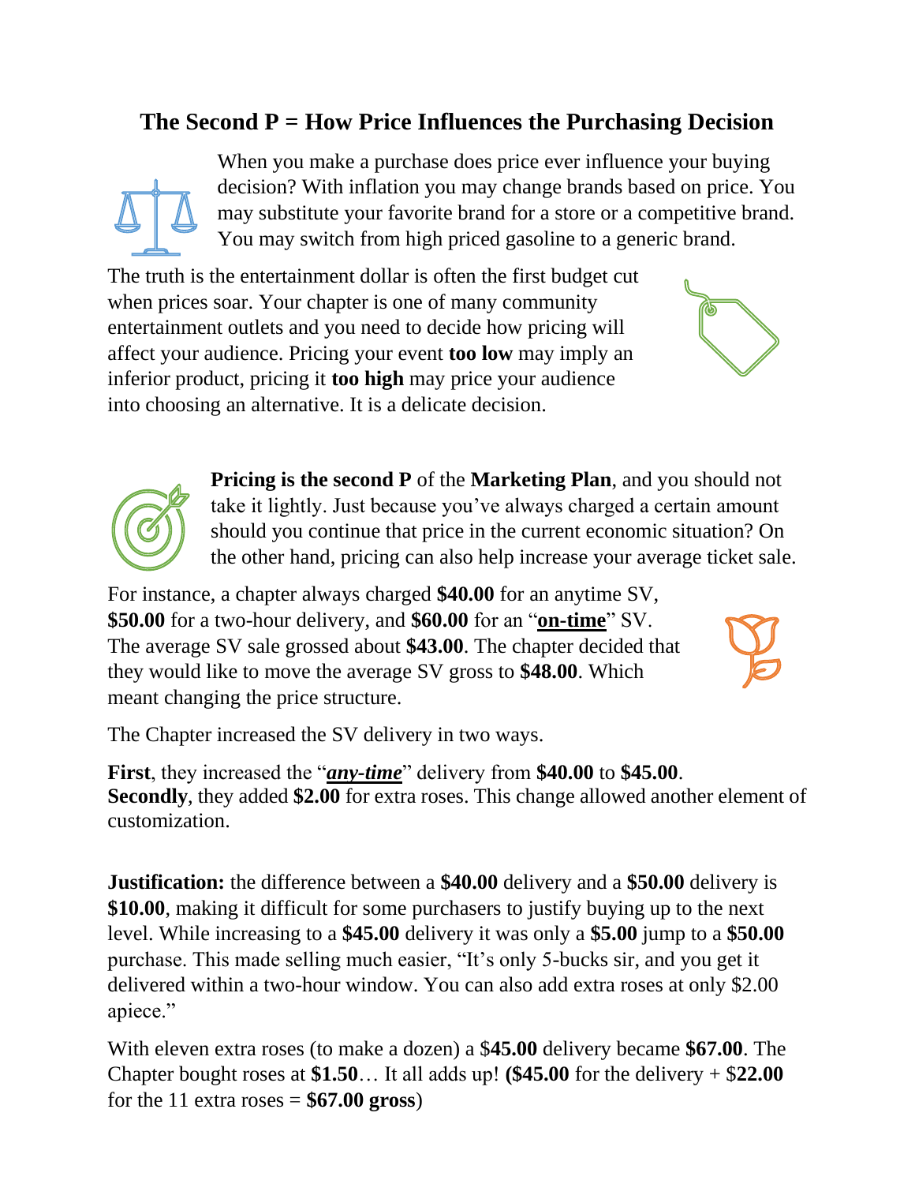## The Second P = How Price Influences the Purchasing Decision

When you make a purchase does price ever influence your buying decision? With inflation you may change brands based on price. You may substitute your favorite brand for a store or a competitive brand. You may switch from high priced gasoline to a generic brand.

The truth is the entertainment dollar is often the first budget cut when prices soar. Your chapter is one of many community entertainment outlets and you need to decide how pricing will affect your audience. Pricing your event **too low** may imply an inferior product, pricing it **too high** may price your audience into choosing an alternative. It is a delicate decision.

**Pricing is the second P** of the **Marketing Plan**, and you should not take it lightly. Just because you've always charged a certain amount should you continue that price in the current economic situation? On the other hand, pricing can also help increase your average ticket sale.

For instance, a chapter always charged **$40.00** for an anytime SV, **$50.00** for a two-hour delivery, and **$60.00** for an "**on-time**" SV. The average SV sale grossed about **$43.00**. The chapter decided that they would like to move the average SV gross to **$48.00**. Which meant changing the price structure.

The Chapter increased the SV delivery in two ways.

**First**, they increased the "***any-time***" delivery from **$40.00** to **$45.00**. **Secondly**, they added **$2.00** for extra roses. This change allowed another element of customization.

**Justification:** the difference between a **$40.00** delivery and a **$50.00** delivery is **$10.00**, making it difficult for some purchasers to justify buying up to the next level. While increasing to a **$45.00** delivery it was only a **$5.00** jump to a **$50.00** purchase. This made selling much easier, "It's only 5-bucks sir, and you get it delivered within a two-hour window. You can also add extra roses at only $2.00 apiece."

With eleven extra roses (to make a dozen) a $**45.00** delivery became **$67.00**. The Chapter bought roses at **$1.50**… It all adds up! **($45.00** for the delivery + $**22.00** for the 11 extra roses = **$67.00 gross**)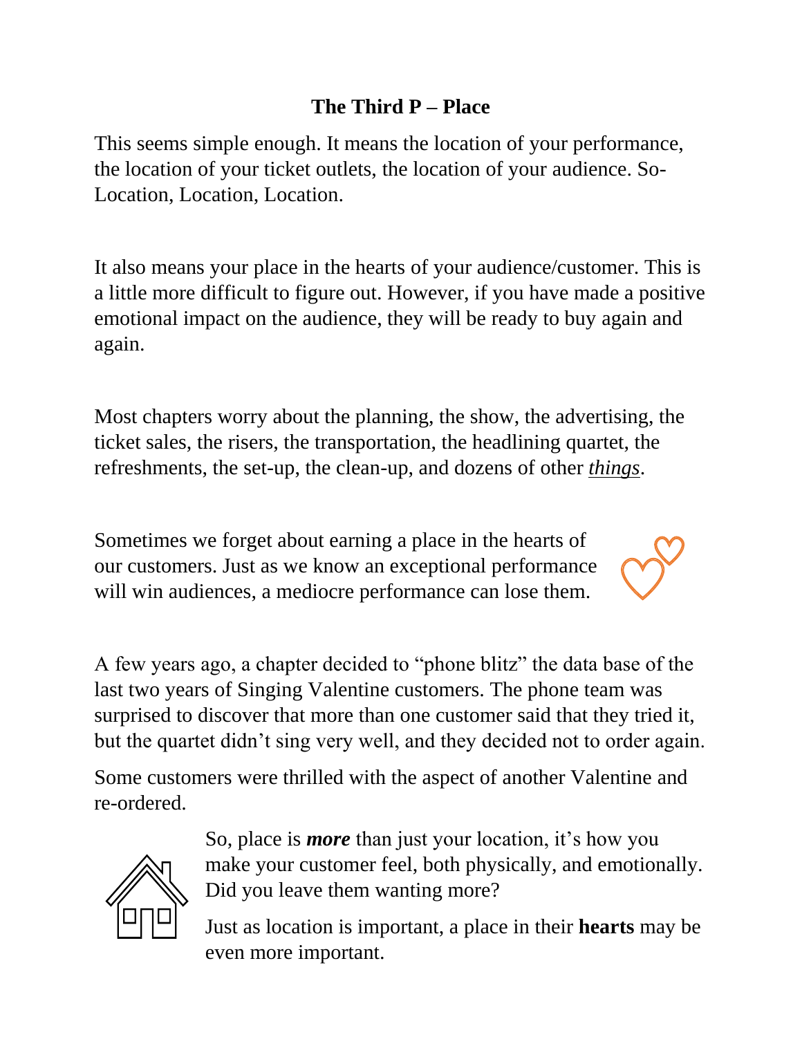## The Third P – Place

This seems simple enough. It means the location of your performance, the location of your ticket outlets, the location of your audience. So- Location, Location, Location.

It also means your place in the hearts of your audience/customer. This is a little more difficult to figure out. However, if you have made a positive emotional impact on the audience, they will be ready to buy again and again.

Most chapters worry about the planning, the show, the advertising, the ticket sales, the risers, the transportation, the headlining quartet, the refreshments, the set-up, the clean-up, and dozens of other ***things***.

Sometimes we forget about earning a place in the hearts of our customers. Just as we know an exceptional performance will win audiences, a mediocre performance can lose them.

A few years ago, a chapter decided to "phone blitz" the data base of the last two years of Singing Valentine customers. The phone team was surprised to discover that more than one customer said that they tried it, but the quartet didn't sing very well, and they decided not to order again.

Some customers were thrilled with the aspect of another Valentine and re-ordered.

So, place is ***more*** than just your location, it's how you make your customer feel, both physically, and emotionally. Did you leave them wanting more?

Just as location is important, a place in their **hearts** may be even more important.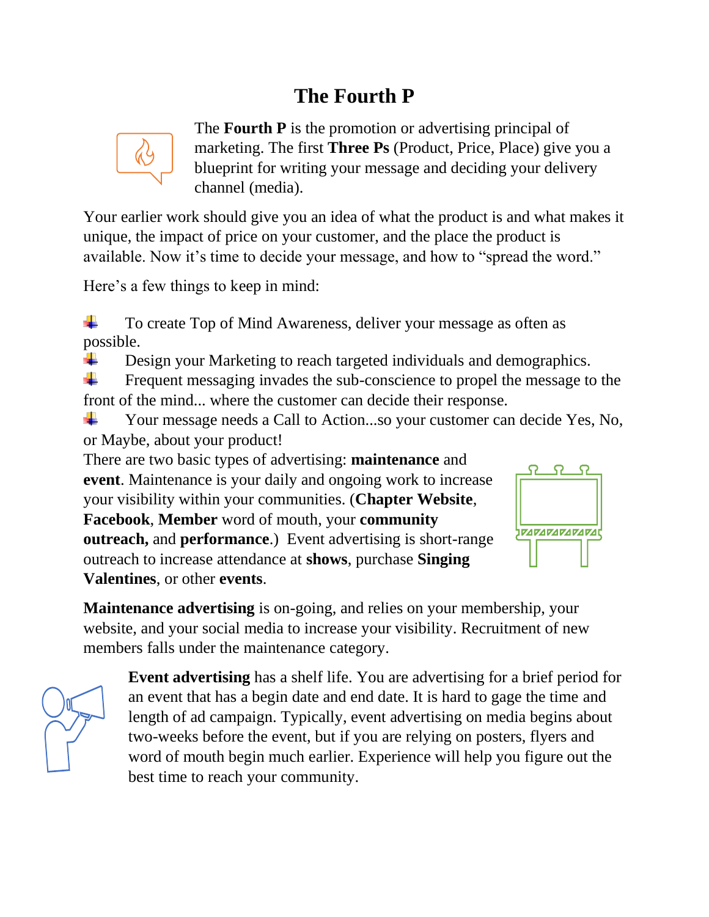# The Fourth P

The **Fourth P** is the promotion or advertising principal of marketing. The first **Three Ps** (Product, Price, Place) give you a blueprint for writing your message and deciding your delivery channel (media).

Your earlier work should give you an idea of what the product is and what makes it unique, the impact of price on your customer, and the place the product is available. Now it's time to decide your message, and how to "spread the word."

Here's a few things to keep in mind:

- To create Top of Mind Awareness, deliver your message as often as possible.
- Design your Marketing to reach targeted individuals and demographics.
- Frequent messaging invades the sub-conscience to propel the message to the front of the mind... where the customer can decide their response.
- Your message needs a Call to Action...so your customer can decide Yes, No, or Maybe, about your product!

There are two basic types of advertising: **maintenance** and **event**. Maintenance is your daily and ongoing work to increase your visibility within your communities. (**Chapter Website**, **Facebook**, **Member** word of mouth, your **community outreach,** and **performance**.) Event advertising is short-range outreach to increase attendance at **shows**, purchase **Singing Valentines**, or other **events**.

**Maintenance advertising** is on-going, and relies on your membership, your website, and your social media to increase your visibility. Recruitment of new members falls under the maintenance category.

**Event advertising** has a shelf life. You are advertising for a brief period for an event that has a begin date and end date. It is hard to gage the time and length of ad campaign. Typically, event advertising on media begins about two-weeks before the event, but if you are relying on posters, flyers and word of mouth begin much earlier. Experience will help you figure out the best time to reach your community.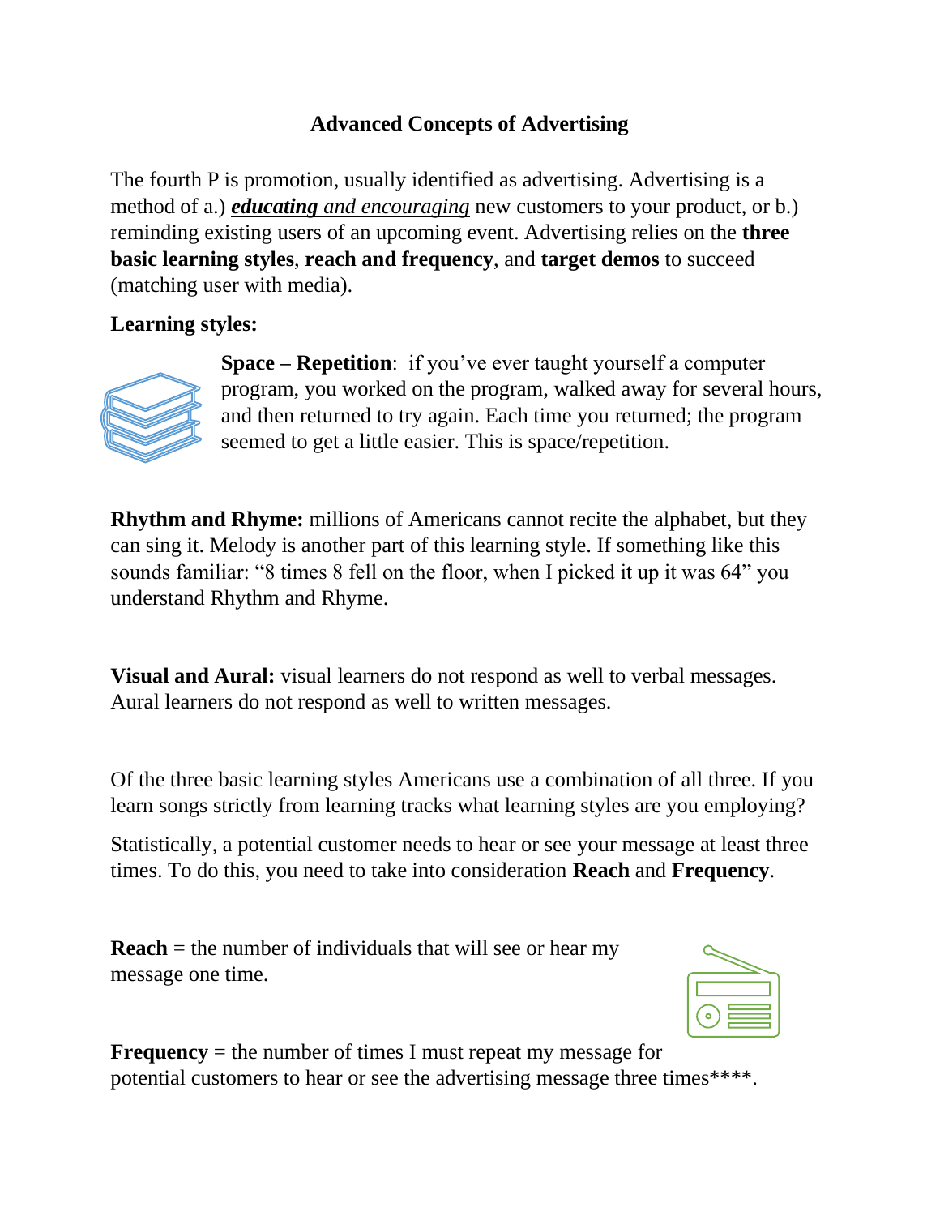## Advanced Concepts of Advertising

The fourth P is promotion, usually identified as advertising. Advertising is a method of a.) ***educating** and encouraging* new customers to your product, or b.) reminding existing users of an upcoming event. Advertising relies on the **three basic learning styles**, **reach and frequency**, and **target demos** to succeed (matching user with media).

**Learning styles:**

**Space – Repetition**: if you've ever taught yourself a computer program, you worked on the program, walked away for several hours, and then returned to try again. Each time you returned; the program seemed to get a little easier. This is space/repetition.

**Rhythm and Rhyme:** millions of Americans cannot recite the alphabet, but they can sing it. Melody is another part of this learning style. If something like this sounds familiar: "8 times 8 fell on the floor, when I picked it up it was 64" you understand Rhythm and Rhyme.

**Visual and Aural:** visual learners do not respond as well to verbal messages. Aural learners do not respond as well to written messages.

Of the three basic learning styles Americans use a combination of all three. If you learn songs strictly from learning tracks what learning styles are you employing?

Statistically, a potential customer needs to hear or see your message at least three times. To do this, you need to take into consideration **Reach** and **Frequency**.

**Reach** = the number of individuals that will see or hear my message one time.

**Frequency** = the number of times I must repeat my message for potential customers to hear or see the advertising message three times****.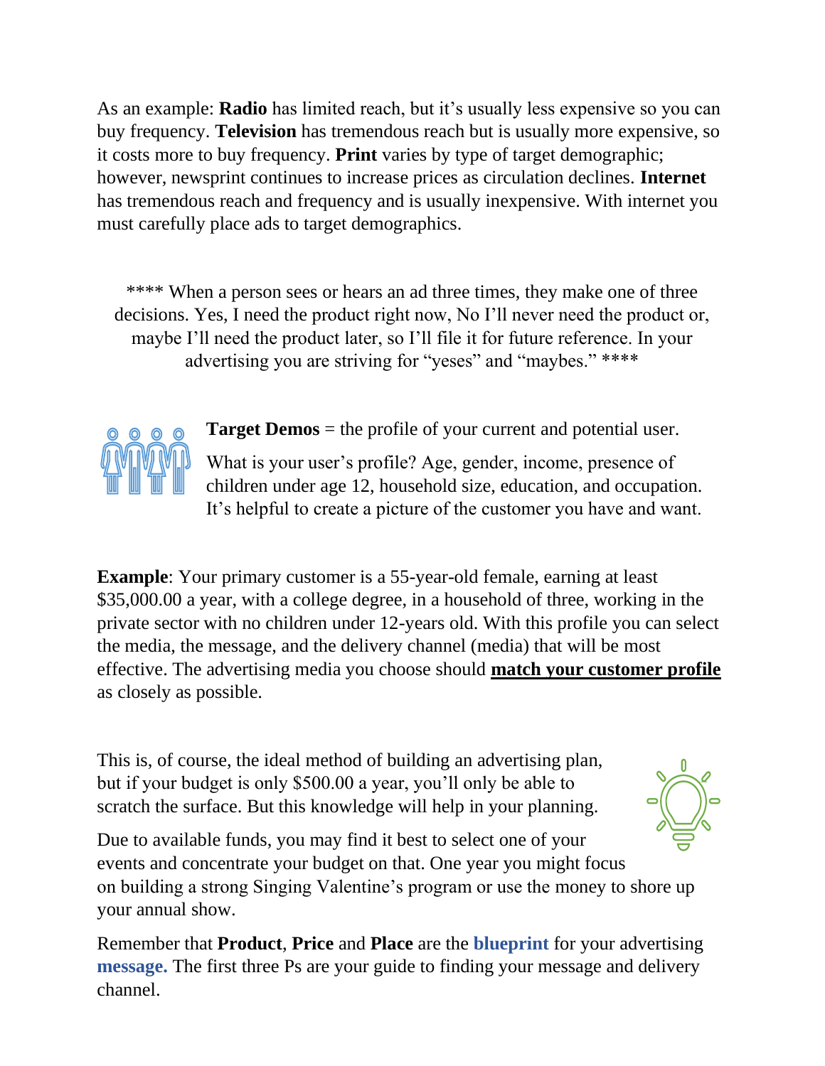As an example: **Radio** has limited reach, but it's usually less expensive so you can buy frequency. **Television** has tremendous reach but is usually more expensive, so it costs more to buy frequency. **Print** varies by type of target demographic; however, newsprint continues to increase prices as circulation declines. **Internet** has tremendous reach and frequency and is usually inexpensive. With internet you must carefully place ads to target demographics.

**** When a person sees or hears an ad three times, they make one of three decisions. Yes, I need the product right now, No I'll never need the product or, maybe I'll need the product later, so I'll file it for future reference. In your advertising you are striving for "yeses" and "maybes." ****

**Target Demos** = the profile of your current and potential user.

What is your user's profile? Age, gender, income, presence of children under age 12, household size, education, and occupation. It's helpful to create a picture of the customer you have and want.

**Example**: Your primary customer is a 55-year-old female, earning at least $35,000.00 a year, with a college degree, in a household of three, working in the private sector with no children under 12-years old. With this profile you can select the media, the message, and the delivery channel (media) that will be most effective. The advertising media you choose should **match your customer profile** as closely as possible.

This is, of course, the ideal method of building an advertising plan, but if your budget is only $500.00 a year, you'll only be able to scratch the surface. But this knowledge will help in your planning.

Due to available funds, you may find it best to select one of your events and concentrate your budget on that. One year you might focus on building a strong Singing Valentine's program or use the money to shore up your annual show.

Remember that **Product**, **Price** and **Place** are the **blueprint** for your advertising **message.** The first three Ps are your guide to finding your message and delivery channel.